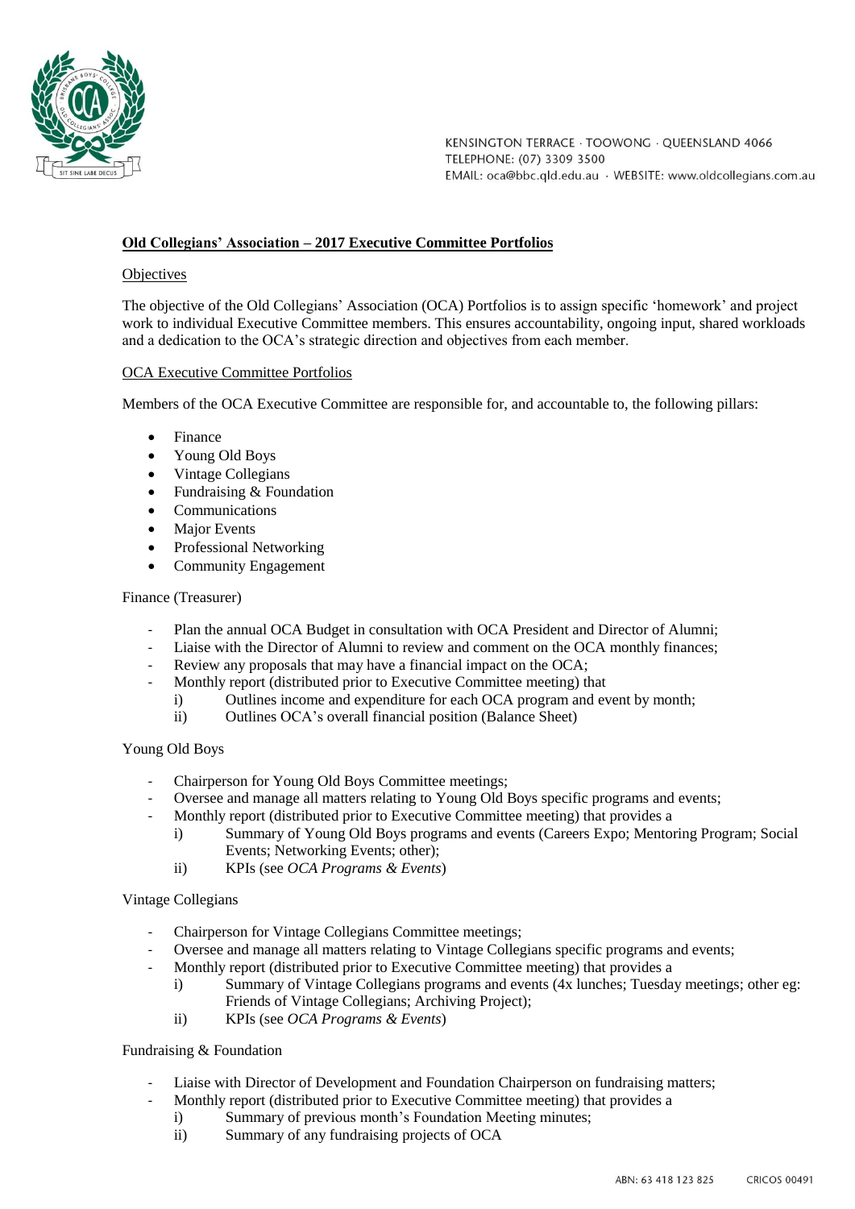KENSINGTON TERRACE · TOOWONG · QUEENSLAND 4066
TELEPHONE: (07) 3309 3500
EMAIL: oca@bbc.qld.edu.au · WEBSITE: www.oldcollegians.com.au

## Old Collegians' Association – 2017 Executive Committee Portfolios

### Objectives

The objective of the Old Collegians' Association (OCA) Portfolios is to assign specific 'homework' and project work to individual Executive Committee members. This ensures accountability, ongoing input, shared workloads and a dedication to the OCA's strategic direction and objectives from each member.

### OCA Executive Committee Portfolios

Members of the OCA Executive Committee are responsible for, and accountable to, the following pillars:

- Finance
- Young Old Boys
- Vintage Collegians
- Fundraising & Foundation
- Communications
- Major Events
- Professional Networking
- Community Engagement

Finance (Treasurer)

- Plan the annual OCA Budget in consultation with OCA President and Director of Alumni;
- Liaise with the Director of Alumni to review and comment on the OCA monthly finances;
- Review any proposals that may have a financial impact on the OCA;
- Monthly report (distributed prior to Executive Committee meeting) that
  - i) Outlines income and expenditure for each OCA program and event by month;
  - ii) Outlines OCA's overall financial position (Balance Sheet)

Young Old Boys

- Chairperson for Young Old Boys Committee meetings;
- Oversee and manage all matters relating to Young Old Boys specific programs and events;
- Monthly report (distributed prior to Executive Committee meeting) that provides a
  - i) Summary of Young Old Boys programs and events (Careers Expo; Mentoring Program; Social Events; Networking Events; other);
  - ii) KPIs (see *OCA Programs & Events*)

Vintage Collegians

- Chairperson for Vintage Collegians Committee meetings;
- Oversee and manage all matters relating to Vintage Collegians specific programs and events;
- Monthly report (distributed prior to Executive Committee meeting) that provides a
  - i) Summary of Vintage Collegians programs and events (4x lunches; Tuesday meetings; other eg: Friends of Vintage Collegians; Archiving Project);
  - ii) KPIs (see *OCA Programs & Events*)

Fundraising & Foundation

- Liaise with Director of Development and Foundation Chairperson on fundraising matters;
- Monthly report (distributed prior to Executive Committee meeting) that provides a
  - i) Summary of previous month's Foundation Meeting minutes;
  - ii) Summary of any fundraising projects of OCA

ABN: 63 418 123 825 CRICOS 00491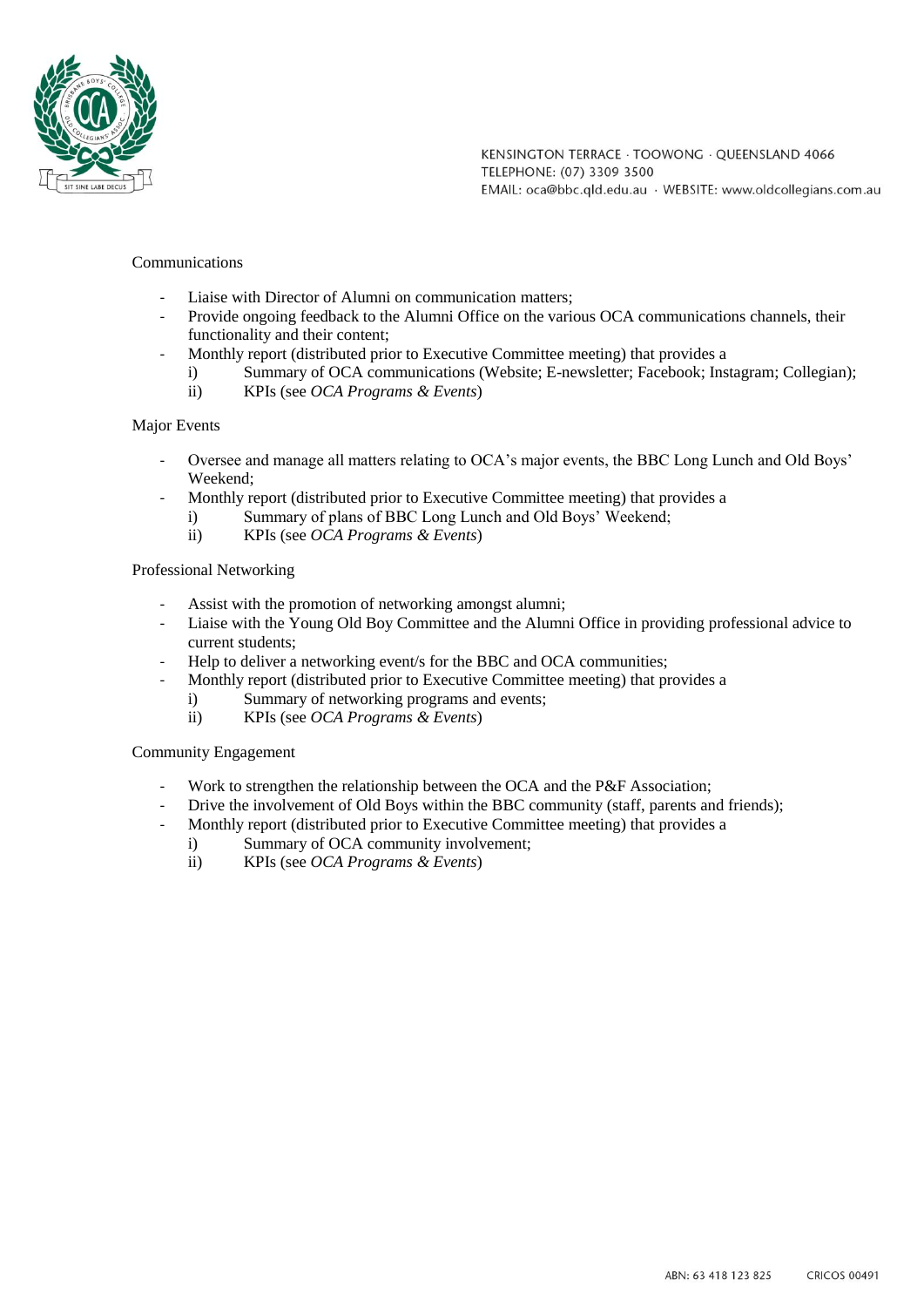KENSINGTON TERRACE · TOOWONG · QUEENSLAND 4066
TELEPHONE: (07) 3309 3500
EMAIL: oca@bbc.qld.edu.au · WEBSITE: www.oldcollegians.com.au

Communications

- Liaise with Director of Alumni on communication matters;
- Provide ongoing feedback to the Alumni Office on the various OCA communications channels, their functionality and their content;
- Monthly report (distributed prior to Executive Committee meeting) that provides a
  - i) Summary of OCA communications (Website; E-newsletter; Facebook; Instagram; Collegian);
  - ii) KPIs (see *OCA Programs & Events*)

Major Events

- Oversee and manage all matters relating to OCA's major events, the BBC Long Lunch and Old Boys' Weekend;
- Monthly report (distributed prior to Executive Committee meeting) that provides a
  - i) Summary of plans of BBC Long Lunch and Old Boys' Weekend;
  - ii) KPIs (see *OCA Programs & Events*)

Professional Networking

- Assist with the promotion of networking amongst alumni;
- Liaise with the Young Old Boy Committee and the Alumni Office in providing professional advice to current students;
- Help to deliver a networking event/s for the BBC and OCA communities;
- Monthly report (distributed prior to Executive Committee meeting) that provides a
  - i) Summary of networking programs and events;
  - ii) KPIs (see *OCA Programs & Events*)

Community Engagement

- Work to strengthen the relationship between the OCA and the P&F Association;
- Drive the involvement of Old Boys within the BBC community (staff, parents and friends);
- Monthly report (distributed prior to Executive Committee meeting) that provides a
  - i) Summary of OCA community involvement;
  - ii) KPIs (see *OCA Programs & Events*)

ABN: 63 418 123 825 CRICOS 00491